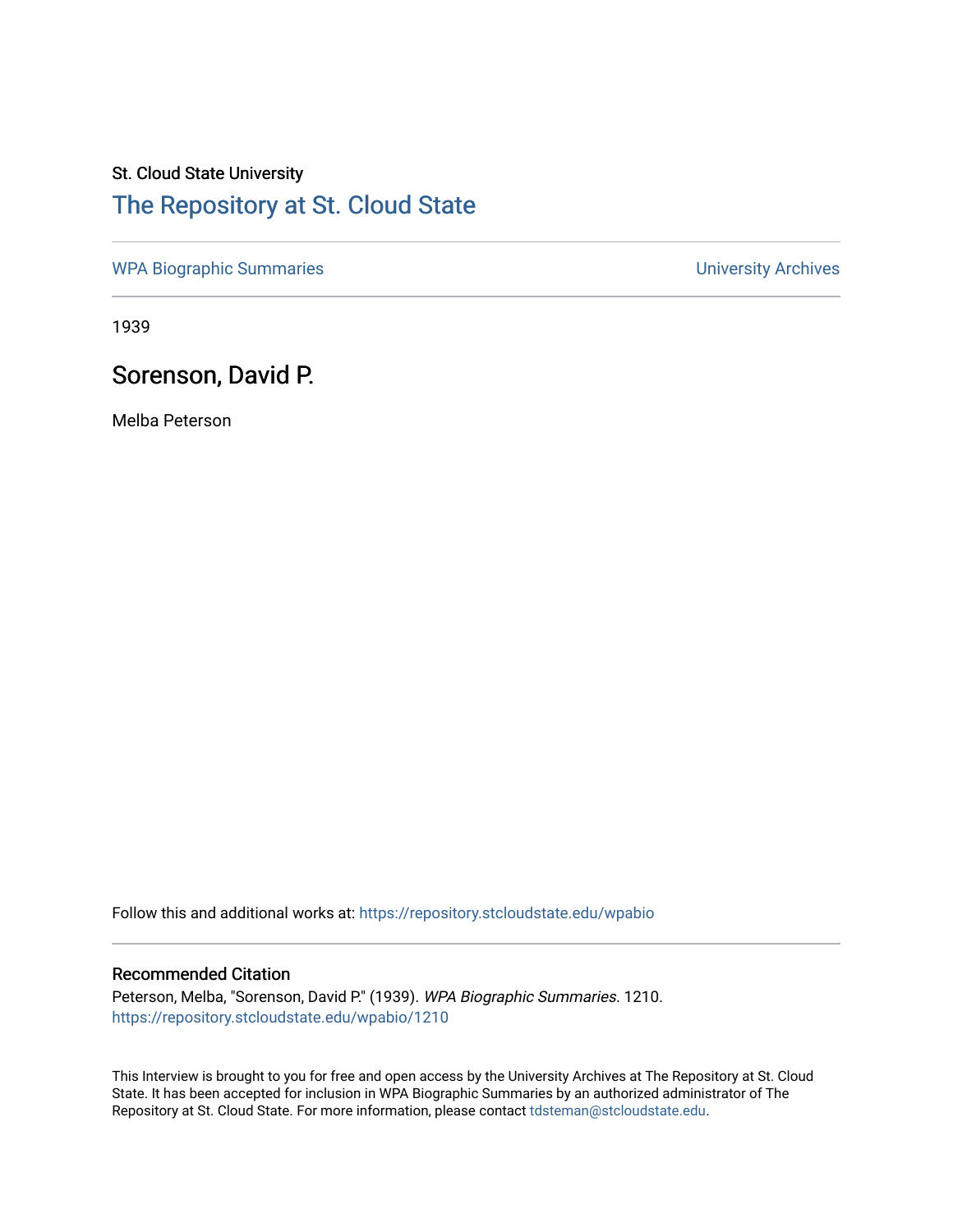St. Cloud State University

# The Repository at St. Cloud State

WPA Biographic Summaries                                                                                    University Archives

1939

## Sorenson, David P.

Melba Peterson

Follow this and additional works at: https://repository.stcloudstate.edu/wpabio

### Recommended Citation

Peterson, Melba, "Sorenson, David P." (1939). *WPA Biographic Summaries*. 1210.
https://repository.stcloudstate.edu/wpabio/1210

This Interview is brought to you for free and open access by the University Archives at The Repository at St. Cloud State. It has been accepted for inclusion in WPA Biographic Summaries by an authorized administrator of The Repository at St. Cloud State. For more information, please contact tdsteman@stcloudstate.edu.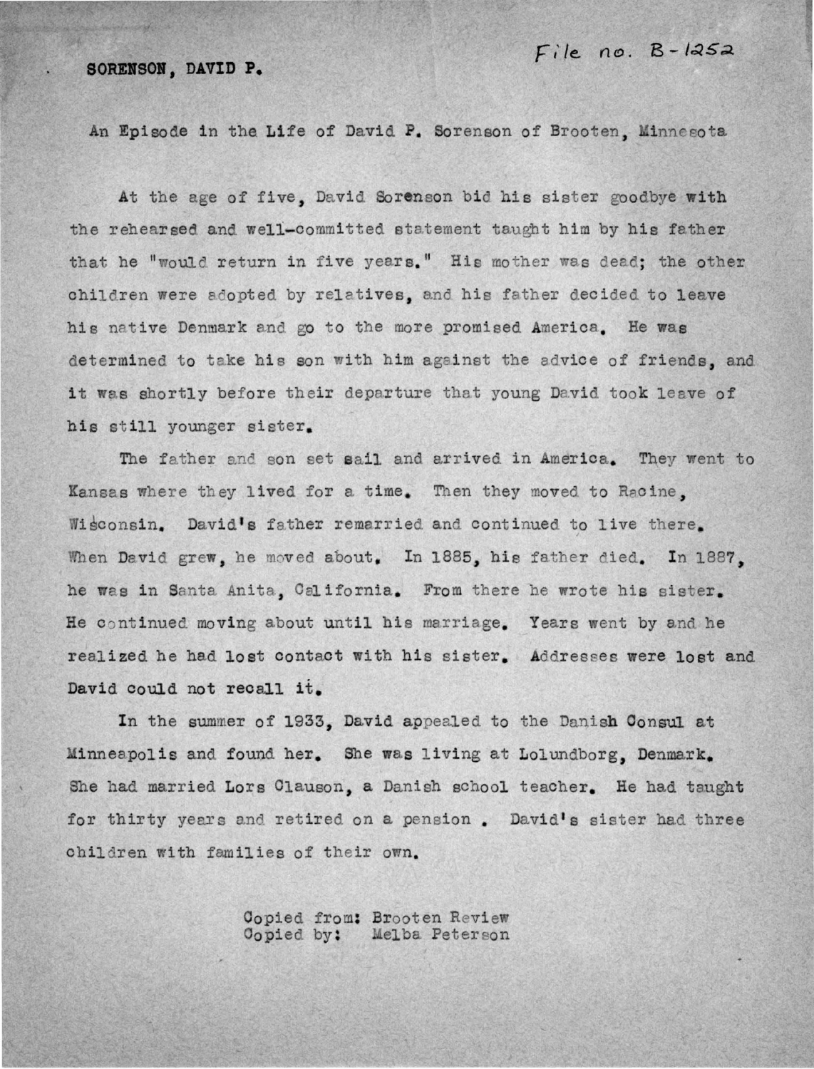**SORENSON, DAVID P.** File no. B-1252

An Episode in the Life of David P. Sorenson of Brooten, Minnesota

At the age of five, David Sorenson bid his sister goodbye with the rehearsed and well-committed statement taught him by his father that he "would return in five years." His mother was dead; the other children were adopted by relatives, and his father decided to leave his native Denmark and go to the more promised America. He was determined to take his son with him against the advice of friends, and it was shortly before their departure that young David took leave of his still younger sister.

The father and son set sail and arrived in America. They went to Kansas where they lived for a time. Then they moved to Racine, Wisconsin. David's father remarried and continued to live there. When David grew, he moved about. In 1885, his father died. In 1887, he was in Santa Anita, California. From there he wrote his sister. He continued moving about until his marriage. Years went by and he realized he had lost contact with his sister. Addresses were lost and David could not recall it.

In the summer of 1933, David appealed to the Danish Consul at Minneapolis and found her. She was living at Lolundborg, Denmark. She had married Lors Clauson, a Danish school teacher. He had taught for thirty years and retired on a pension . David's sister had three children with families of their own.

Copied from: Brooten Review
Copied by: Melba Peterson